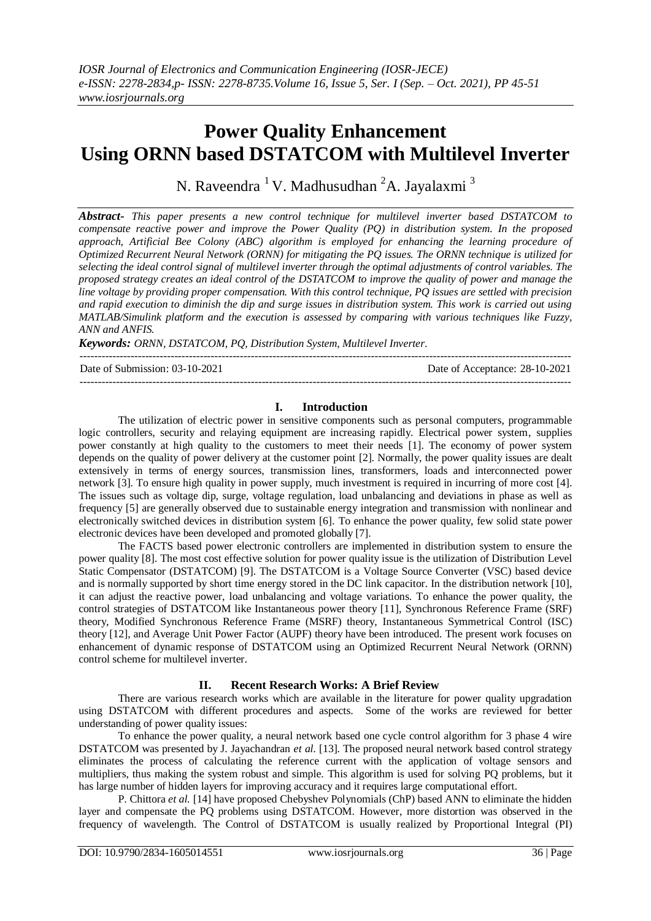# Power Quality Enhancement Using ORNN based DSTATCOM with Multilevel Inverter

N. Raveendra [1] V. Madhusudhan [2] A. Jayalaxmi [3]

***Abstract-*** *This paper presents a new control technique for multilevel inverter based DSTATCOM to compensate reactive power and improve the Power Quality (PQ) in distribution system. In the proposed approach, Artificial Bee Colony (ABC) algorithm is employed for enhancing the learning procedure of Optimized Recurrent Neural Network (ORNN) for mitigating the PQ issues. The ORNN technique is utilized for selecting the ideal control signal of multilevel inverter through the optimal adjustments of control variables. The proposed strategy creates an ideal control of the DSTATCOM to improve the quality of power and manage the line voltage by providing proper compensation. With this control technique, PQ issues are settled with precision and rapid execution to diminish the dip and surge issues in distribution system. This work is carried out using MATLAB/Simulink platform and the execution is assessed by comparing with various techniques like Fuzzy, ANN and ANFIS.*

***Keywords:*** *ORNN, DSTATCOM, PQ, Distribution System, Multilevel Inverter.*

---

Date of Submission: 03-10-2021 Date of Acceptance: 28-10-2021

---

## I. Introduction

The utilization of electric power in sensitive components such as personal computers, programmable logic controllers, security and relaying equipment are increasing rapidly. Electrical power system, supplies power constantly at high quality to the customers to meet their needs [1]. The economy of power system depends on the quality of power delivery at the customer point [2]. Normally, the power quality issues are dealt extensively in terms of energy sources, transmission lines, transformers, loads and interconnected power network [3]. To ensure high quality in power supply, much investment is required in incurring of more cost [4]. The issues such as voltage dip, surge, voltage regulation, load unbalancing and deviations in phase as well as frequency [5] are generally observed due to sustainable energy integration and transmission with nonlinear and electronically switched devices in distribution system [6]. To enhance the power quality, few solid state power electronic devices have been developed and promoted globally [7].

The FACTS based power electronic controllers are implemented in distribution system to ensure the power quality [8]. The most cost effective solution for power quality issue is the utilization of Distribution Level Static Compensator (DSTATCOM) [9]. The DSTATCOM is a Voltage Source Converter (VSC) based device and is normally supported by short time energy stored in the DC link capacitor. In the distribution network [10], it can adjust the reactive power, load unbalancing and voltage variations. To enhance the power quality, the control strategies of DSTATCOM like Instantaneous power theory [11], Synchronous Reference Frame (SRF) theory, Modified Synchronous Reference Frame (MSRF) theory, Instantaneous Symmetrical Control (ISC) theory [12], and Average Unit Power Factor (AUPF) theory have been introduced. The present work focuses on enhancement of dynamic response of DSTATCOM using an Optimized Recurrent Neural Network (ORNN) control scheme for multilevel inverter.

## II. Recent Research Works: A Brief Review

There are various research works which are available in the literature for power quality upgradation using DSTATCOM with different procedures and aspects. Some of the works are reviewed for better understanding of power quality issues:

To enhance the power quality, a neural network based one cycle control algorithm for 3 phase 4 wire DSTATCOM was presented by J. Jayachandran *et al.* [13]. The proposed neural network based control strategy eliminates the process of calculating the reference current with the application of voltage sensors and multipliers, thus making the system robust and simple. This algorithm is used for solving PQ problems, but it has large number of hidden layers for improving accuracy and it requires large computational effort.

P. Chittora *et al.* [14] have proposed Chebyshev Polynomials (ChP) based ANN to eliminate the hidden layer and compensate the PQ problems using DSTATCOM. However, more distortion was observed in the frequency of wavelength. The Control of DSTATCOM is usually realized by Proportional Integral (PI)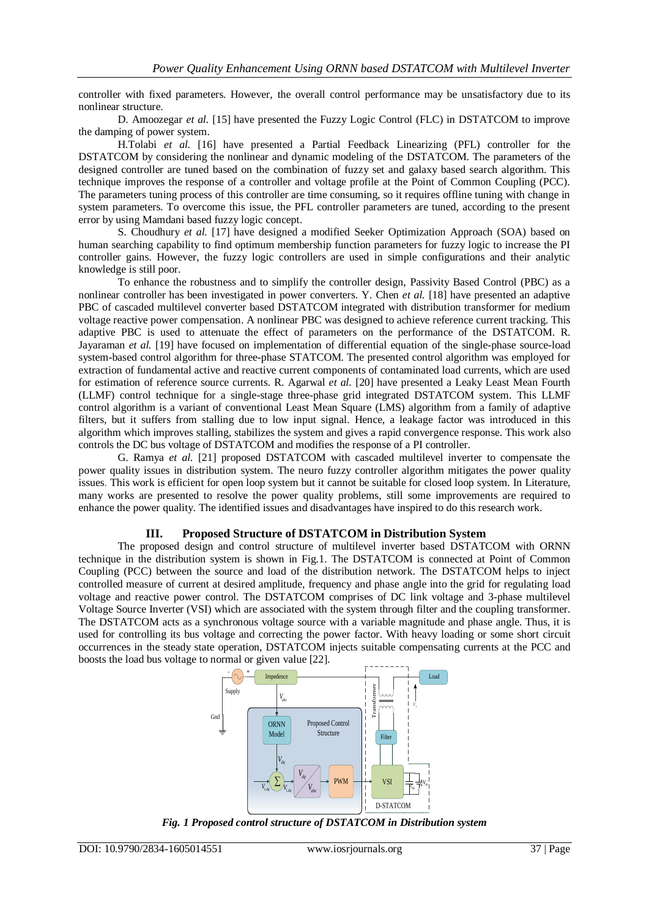controller with fixed parameters. However, the overall control performance may be unsatisfactory due to its nonlinear structure.

D. Amoozegar *et al.* [15] have presented the Fuzzy Logic Control (FLC) in DSTATCOM to improve the damping of power system.

H.Tolabi *et al.* [16] have presented a Partial Feedback Linearizing (PFL) controller for the DSTATCOM by considering the nonlinear and dynamic modeling of the DSTATCOM. The parameters of the designed controller are tuned based on the combination of fuzzy set and galaxy based search algorithm. This technique improves the response of a controller and voltage profile at the Point of Common Coupling (PCC). The parameters tuning process of this controller are time consuming, so it requires offline tuning with change in system parameters. To overcome this issue, the PFL controller parameters are tuned, according to the present error by using Mamdani based fuzzy logic concept.

S. Choudhury *et al.* [17] have designed a modified Seeker Optimization Approach (SOA) based on human searching capability to find optimum membership function parameters for fuzzy logic to increase the PI controller gains. However, the fuzzy logic controllers are used in simple configurations and their analytic knowledge is still poor.

To enhance the robustness and to simplify the controller design, Passivity Based Control (PBC) as a nonlinear controller has been investigated in power converters. Y. Chen *et al.* [18] have presented an adaptive PBC of cascaded multilevel converter based DSTATCOM integrated with distribution transformer for medium voltage reactive power compensation. A nonlinear PBC was designed to achieve reference current tracking. This adaptive PBC is used to attenuate the effect of parameters on the performance of the DSTATCOM. R. Jayaraman *et al.* [19] have focused on implementation of differential equation of the single-phase source-load system-based control algorithm for three-phase STATCOM. The presented control algorithm was employed for extraction of fundamental active and reactive current components of contaminated load currents, which are used for estimation of reference source currents. R. Agarwal *et al.* [20] have presented a Leaky Least Mean Fourth (LLMF) control technique for a single-stage three-phase grid integrated DSTATCOM system. This LLMF control algorithm is a variant of conventional Least Mean Square (LMS) algorithm from a family of adaptive filters, but it suffers from stalling due to low input signal. Hence, a leakage factor was introduced in this algorithm which improves stalling, stabilizes the system and gives a rapid convergence response. This work also controls the DC bus voltage of DSTATCOM and modifies the response of a PI controller.

G. Ramya *et al.* [21] proposed DSTATCOM with cascaded multilevel inverter to compensate the power quality issues in distribution system. The neuro fuzzy controller algorithm mitigates the power quality issues. This work is efficient for open loop system but it cannot be suitable for closed loop system. In Literature, many works are presented to resolve the power quality problems, still some improvements are required to enhance the power quality. The identified issues and disadvantages have inspired to do this research work.

## III. Proposed Structure of DSTATCOM in Distribution System

The proposed design and control structure of multilevel inverter based DSTATCOM with ORNN technique in the distribution system is shown in Fig.1. The DSTATCOM is connected at Point of Common Coupling (PCC) between the source and load of the distribution network. The DSTATCOM helps to inject controlled measure of current at desired amplitude, frequency and phase angle into the grid for regulating load voltage and reactive power control. The DSTATCOM comprises of DC link voltage and 3-phase multilevel Voltage Source Inverter (VSI) which are associated with the system through filter and the coupling transformer. The DSTATCOM acts as a synchronous voltage source with a variable magnitude and phase angle. Thus, it is used for controlling its bus voltage and correcting the power factor. With heavy loading or some short circuit occurrences in the steady state operation, DSTATCOM injects suitable compensating currents at the PCC and boosts the load bus voltage to normal or given value [22].

*Fig. 1 Proposed control structure of DSTATCOM in Distribution system*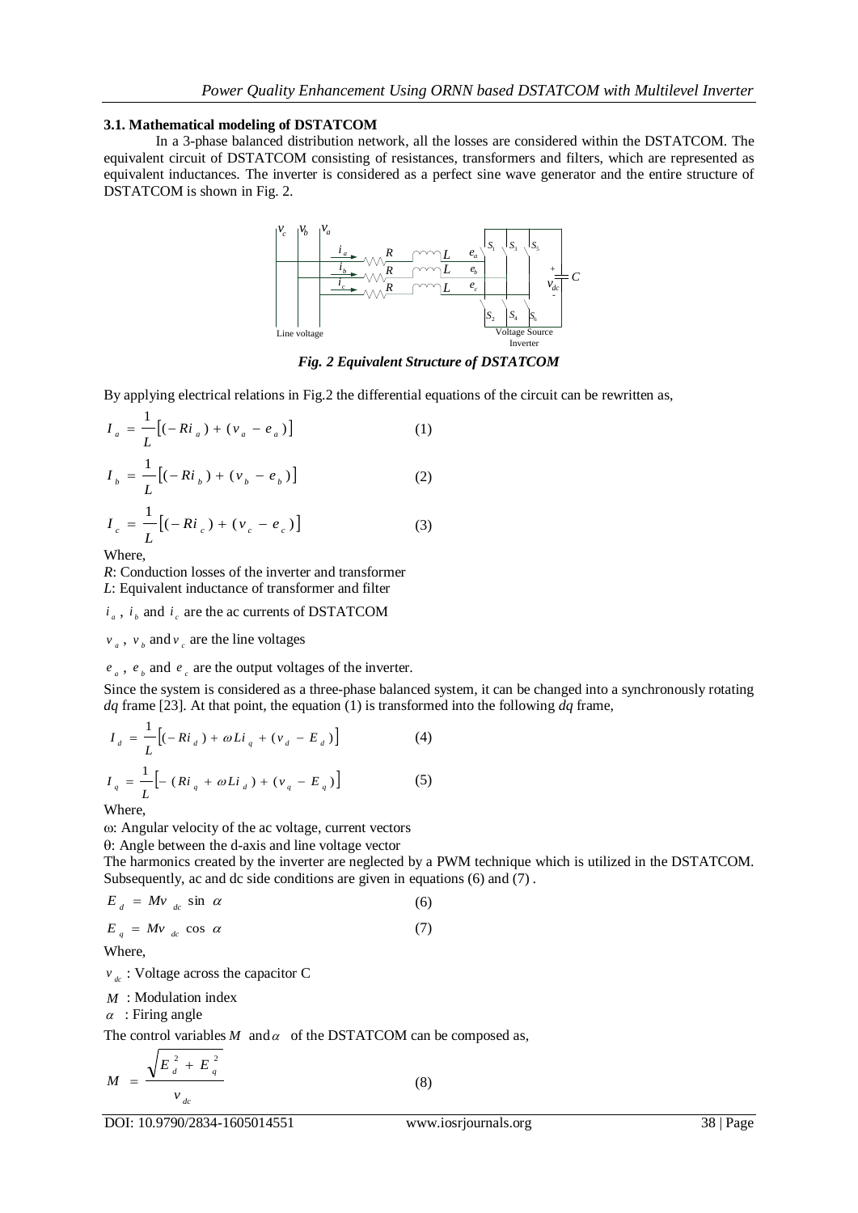### 3.1. Mathematical modeling of DSTATCOM

In a 3-phase balanced distribution network, all the losses are considered within the DSTATCOM. The equivalent circuit of DSTATCOM consisting of resistances, transformers and filters, which are represented as equivalent inductances. The inverter is considered as a perfect sine wave generator and the entire structure of DSTATCOM is shown in Fig. 2.

*Fig. 2 Equivalent Structure of DSTATCOM*

By applying electrical relations in Fig.2 the differential equations of the circuit can be rewritten as,

$$I_a = \frac{1}{L}\left[(-Ri_a) + (v_a - e_a)\right] \tag{1}$$

$$I_b = \frac{1}{L}\left[(-Ri_b) + (v_b - e_b)\right] \tag{2}$$

$$I_c = \frac{1}{L}\left[(-Ri_c) + (v_c - e_c)\right] \tag{3}$$

Where,

*R*: Conduction losses of the inverter and transformer
*L*: Equivalent inductance of transformer and filter

$i_a$ , $i_b$ and $i_c$ are the ac currents of DSTATCOM

$v_a$ , $v_b$ and $v_c$ are the line voltages

$e_a$ , $e_b$ and $e_c$ are the output voltages of the inverter.

Since the system is considered as a three-phase balanced system, it can be changed into a synchronously rotating *dq* frame [23]. At that point, the equation (1) is transformed into the following *dq* frame,

$$I_d = \frac{1}{L}\left[(-Ri_d) + \omega L i_q + (v_d - E_d)\right] \tag{4}$$

$$I_q = \frac{1}{L}\left[-(Ri_q + \omega L i_d) + (v_q - E_q)\right] \tag{5}$$

Where,

ω: Angular velocity of the ac voltage, current vectors
θ: Angle between the d-axis and line voltage vector

The harmonics created by the inverter are neglected by a PWM technique which is utilized in the DSTATCOM. Subsequently, ac and dc side conditions are given in equations (6) and (7) .

$$E_d = Mv_{dc} \sin \alpha \tag{6}$$

$$E_q = Mv_{dc} \cos \alpha \tag{7}$$

Where,

$v_{dc}$ : Voltage across the capacitor C

$M$ : Modulation index

$\alpha$ : Firing angle

The control variables $M$ and $\alpha$ of the DSTATCOM can be composed as,

$$M = \frac{\sqrt{E_d^2 + E_q^2}}{v_{dc}} \tag{8}$$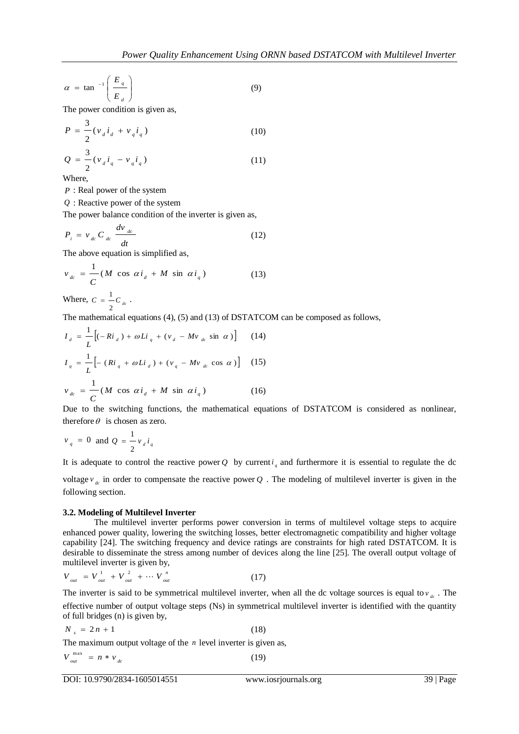$$\alpha = \tan^{-1}\left(\frac{E_q}{E_d}\right) \tag{9}$$

The power condition is given as,

$$P = \frac{3}{2}(v_d i_d + v_q i_q) \tag{10}$$

$$Q = \frac{3}{2}(v_d i_q - v_q i_q) \tag{11}$$

Where,

$P$ : Real power of the system

$Q$ : Reactive power of the system

The power balance condition of the inverter is given as,

$$P_i = v_{dc} C_{dc} \frac{dv_{dc}}{dt} \tag{12}$$

The above equation is simplified as,

$$v_{dc} = \frac{1}{C}(M \cos \alpha i_d + M \sin \alpha i_q) \tag{13}$$

Where, $C = \frac{1}{2} C_{dc}$ .

The mathematical equations (4), (5) and (13) of DSTATCOM can be composed as follows,

$$I_d = \frac{1}{L}\left[(-Ri_d) + \omega L i_q + (v_d - Mv_{dc} \sin \alpha)\right] \tag{14}$$

$$I_q = \frac{1}{L}\left[-(Ri_q + \omega L i_d) + (v_q - Mv_{dc} \cos \alpha)\right] \tag{15}$$

$$v_{dc} = \frac{1}{C}(M \cos \alpha i_d + M \sin \alpha i_q) \tag{16}$$

Due to the switching functions, the mathematical equations of DSTATCOM is considered as nonlinear, therefore $\theta$ is chosen as zero.

$v_q = 0$ and $Q = \frac{1}{2} v_d i_q$

It is adequate to control the reactive power $Q$ by current $i_q$ and furthermore it is essential to regulate the dc voltage $v_{dc}$ in order to compensate the reactive power $Q$ . The modeling of multilevel inverter is given in the following section.

### 3.2. Modeling of Multilevel Inverter

The multilevel inverter performs power conversion in terms of multilevel voltage steps to acquire enhanced power quality, lowering the switching losses, better electromagnetic compatibility and higher voltage capability [24]. The switching frequency and device ratings are constraints for high rated DSTATCOM. It is desirable to disseminate the stress among number of devices along the line [25]. The overall output voltage of multilevel inverter is given by,

$$V_{out} = V_{out}^1 + V_{out}^2 + \cdots V_{out}^n \tag{17}$$

The inverter is said to be symmetrical multilevel inverter, when all the dc voltage sources is equal to $v_{dc}$ . The effective number of output voltage steps (Ns) in symmetrical multilevel inverter is identified with the quantity of full bridges (n) is given by,

$$N_s = 2n + 1 \tag{18}$$

The maximum output voltage of the $n$ level inverter is given as,

$$V_{out}^{\max} = n * v_{dc} \tag{19}$$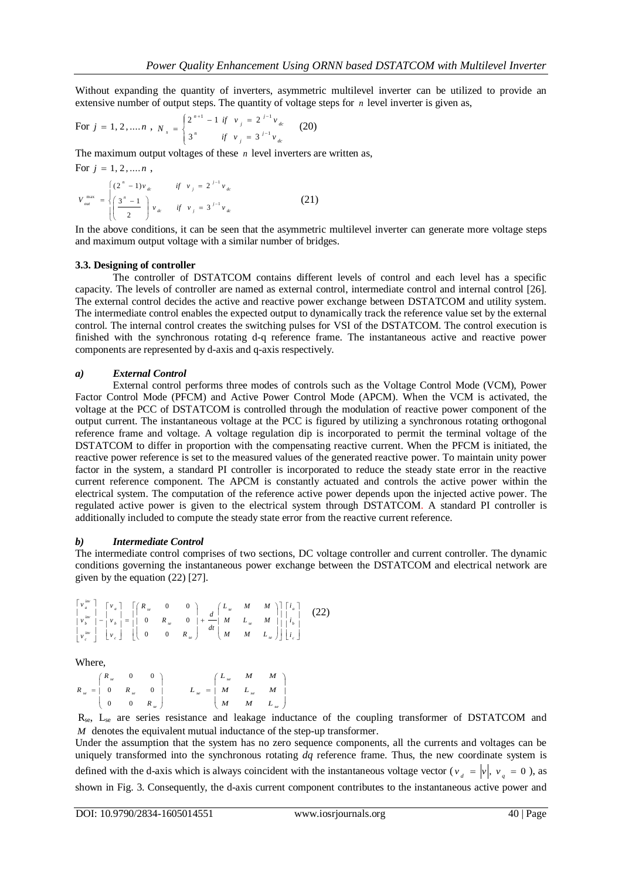Without expanding the quantity of inverters, asymmetric multilevel inverter can be utilized to provide an extensive number of output steps. The quantity of voltage steps for $n$ level inverter is given as,

For $j = 1, 2, .... n$ , $N_s = \begin{cases} 2^{n+1} - 1 & if \quad v_j = 2^{j-1} v_{dc} \\ 3^n & if \quad v_j = 3^{j-1} v_{dc} \end{cases}$ (20)

The maximum output voltages of these $n$ level inverters are written as,

For $j = 1, 2, .... n$ ,

$$V_{out}^{\max} = \begin{cases} (2^n - 1) v_{dc} & if \quad v_j = 2^{j-1} v_{dc} \\ \left( \dfrac{3^n - 1}{2} \right) v_{dc} & if \quad v_j = 3^{j-1} v_{dc} \end{cases} \quad (21)$$

In the above conditions, it can be seen that the asymmetric multilevel inverter can generate more voltage steps and maximum output voltage with a similar number of bridges.

### 3.3. Designing of controller

The controller of DSTATCOM contains different levels of control and each level has a specific capacity. The levels of controller are named as external control, intermediate control and internal control [26]. The external control decides the active and reactive power exchange between DSTATCOM and utility system. The intermediate control enables the expected output to dynamically track the reference value set by the external control. The internal control creates the switching pulses for VSI of the DSTATCOM. The control execution is finished with the synchronous rotating d-q reference frame. The instantaneous active and reactive power components are represented by d-axis and q-axis respectively.

#### *a) External Control*

External control performs three modes of controls such as the Voltage Control Mode (VCM), Power Factor Control Mode (PFCM) and Active Power Control Mode (APCM). When the VCM is activated, the voltage at the PCC of DSTATCOM is controlled through the modulation of reactive power component of the output current. The instantaneous voltage at the PCC is figured by utilizing a synchronous rotating orthogonal reference frame and voltage. A voltage regulation dip is incorporated to permit the terminal voltage of the DSTATCOM to differ in proportion with the compensating reactive current. When the PFCM is initiated, the reactive power reference is set to the measured values of the generated reactive power. To maintain unity power factor in the system, a standard PI controller is incorporated to reduce the steady state error in the reactive current reference component. The APCM is constantly actuated and controls the active power within the electrical system. The computation of the reference active power depends upon the injected active power. The regulated active power is given to the electrical system through DSTATCOM. A standard PI controller is additionally included to compute the steady state error from the reactive current reference.

#### *b) Intermediate Control*

The intermediate control comprises of two sections, DC voltage controller and current controller. The dynamic conditions governing the instantaneous power exchange between the DSTATCOM and electrical network are given by the equation (22) [27].

$$\begin{bmatrix} v_a^{inv} \\ v_b^{inv} \\ v_c^{inv} \end{bmatrix} - \begin{bmatrix} v_a \\ v_b \\ v_c \end{bmatrix} = \left[ \begin{pmatrix} R_{se} & 0 & 0 \\ 0 & R_{se} & 0 \\ 0 & 0 & R_{se} \end{pmatrix} + \frac{d}{dt} \begin{pmatrix} L_{se} & M & M \\ M & L_{se} & M \\ M & M & L_{se} \end{pmatrix} \right] \begin{bmatrix} i_a \\ i_b \\ i_c \end{bmatrix} \quad (22)$$

Where,

$$R_{se} = \begin{pmatrix} R_{se} & 0 & 0 \\ 0 & R_{se} & 0 \\ 0 & 0 & R_{se} \end{pmatrix} \qquad L_{se} = \begin{pmatrix} L_{se} & M & M \\ M & L_{se} & M \\ M & M & L_{se} \end{pmatrix}$$

$R_{se}$, $L_{se}$ are series resistance and leakage inductance of the coupling transformer of DSTATCOM and $M$ denotes the equivalent mutual inductance of the step-up transformer.

Under the assumption that the system has no zero sequence components, all the currents and voltages can be uniquely transformed into the synchronous rotating $dq$ reference frame. Thus, the new coordinate system is defined with the d-axis which is always coincident with the instantaneous voltage vector ($v_d = |v|, \ v_q = 0$ ), as shown in Fig. 3. Consequently, the d-axis current component contributes to the instantaneous active power and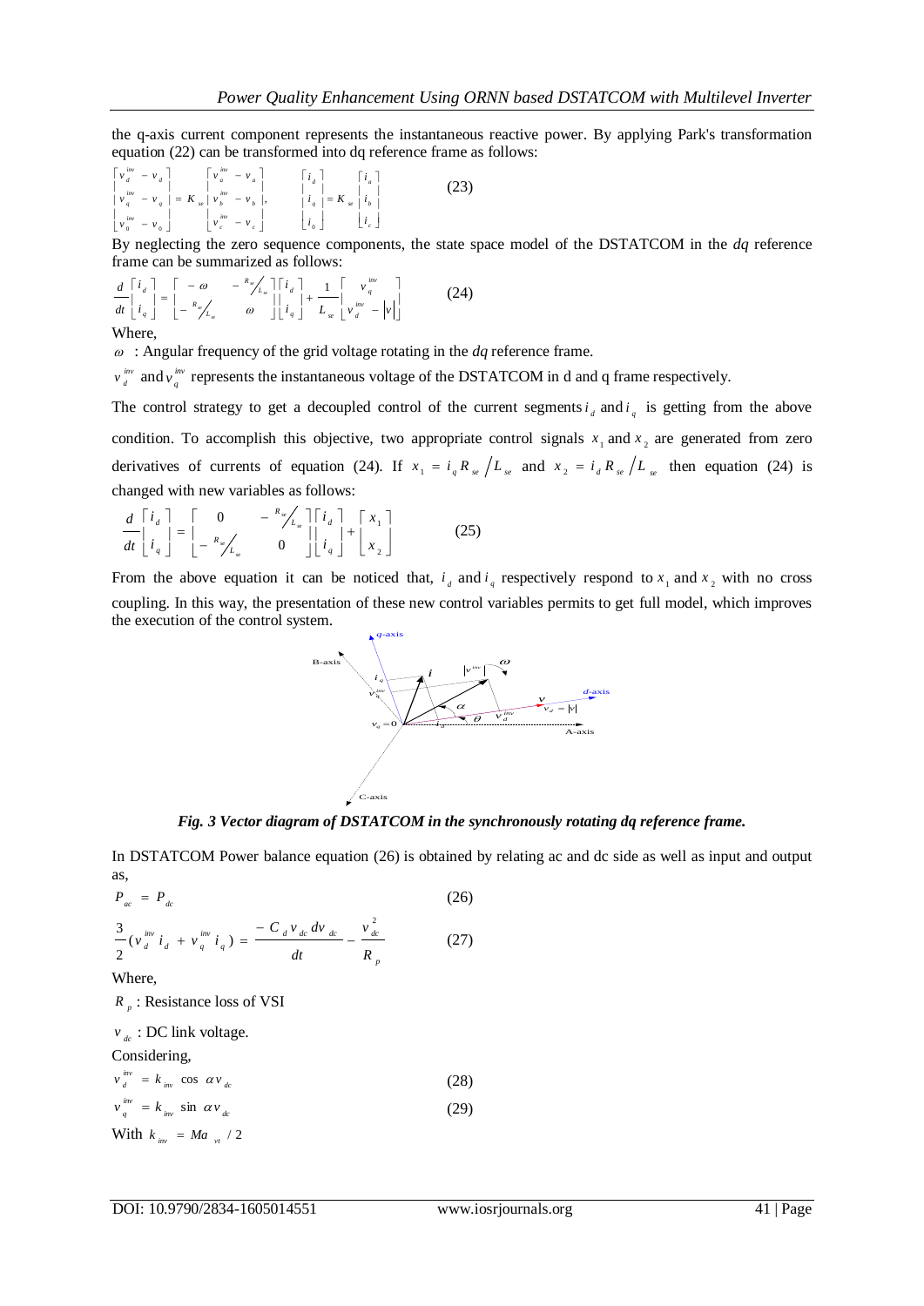the q-axis current component represents the instantaneous reactive power. By applying Park's transformation equation (22) can be transformed into dq reference frame as follows:

$$\begin{bmatrix} v_d^{inv} - v_d \\ v_q^{inv} - v_q \\ v_0^{inv} - v_0 \end{bmatrix} = K_{se} \begin{bmatrix} v_a^{inv} - v_a \\ v_b^{inv} - v_b \\ v_c^{inv} - v_c \end{bmatrix}, \qquad \begin{bmatrix} i_d \\ i_q \\ i_0 \end{bmatrix} = K_{se} \begin{bmatrix} i_a \\ i_b \\ i_c \end{bmatrix} \tag{23}$$

By neglecting the zero sequence components, the state space model of the DSTATCOM in the *dq* reference frame can be summarized as follows:

$$\frac{d}{dt}\begin{bmatrix} i_d \\ i_q \end{bmatrix} = \begin{bmatrix} -\omega & -R_{se}/L_{se} \\ -R_{se}/L_{se} & \omega \end{bmatrix}\begin{bmatrix} i_d \\ i_q \end{bmatrix} + \frac{1}{L_{se}}\begin{bmatrix} v_q^{inv} \\ v_d^{inv} - |v| \end{bmatrix} \tag{24}$$

Where,

$\omega$ : Angular frequency of the grid voltage rotating in the *dq* reference frame.

$v_d^{inv}$ and $v_q^{inv}$ represents the instantaneous voltage of the DSTATCOM in d and q frame respectively.

The control strategy to get a decoupled control of the current segments $i_d$ and $i_q$ is getting from the above condition. To accomplish this objective, two appropriate control signals $x_1$ and $x_2$ are generated from zero derivatives of currents of equation (24). If $x_1 = i_q R_{se} / L_{se}$ and $x_2 = i_d R_{se} / L_{se}$ then equation (24) is changed with new variables as follows:

$$\frac{d}{dt}\begin{bmatrix} i_d \\ i_q \end{bmatrix} = \begin{bmatrix} 0 & -R_{se}/L_{se} \\ -R_{se}/L_{se} & 0 \end{bmatrix}\begin{bmatrix} i_d \\ i_q \end{bmatrix} + \begin{bmatrix} x_1 \\ x_2 \end{bmatrix} \tag{25}$$

From the above equation it can be noticed that, $i_d$ and $i_q$ respectively respond to $x_1$ and $x_2$ with no cross coupling. In this way, the presentation of these new control variables permits to get full model, which improves the execution of the control system.

***Fig. 3 Vector diagram of DSTATCOM in the synchronously rotating dq reference frame.***

In DSTATCOM Power balance equation (26) is obtained by relating ac and dc side as well as input and output as,

$$P_{ac} = P_{dc} \tag{26}$$

$$\frac{3}{2}(v_d^{inv} i_d + v_q^{inv} i_q) = \frac{-C_d v_{dc} dv_{dc}}{dt} - \frac{v_{dc}^2}{R_p} \tag{27}$$

Where,

$R_p$ : Resistance loss of VSI

$v_{dc}$ : DC link voltage.

Considering,

$$v_d^{inv} = k_{inv} \cos \alpha v_{dc} \tag{28}$$

$$v_q^{inv} = k_{inv} \sin \alpha v_{dc} \tag{29}$$

With $k_{inv} = Ma_{vt} / 2$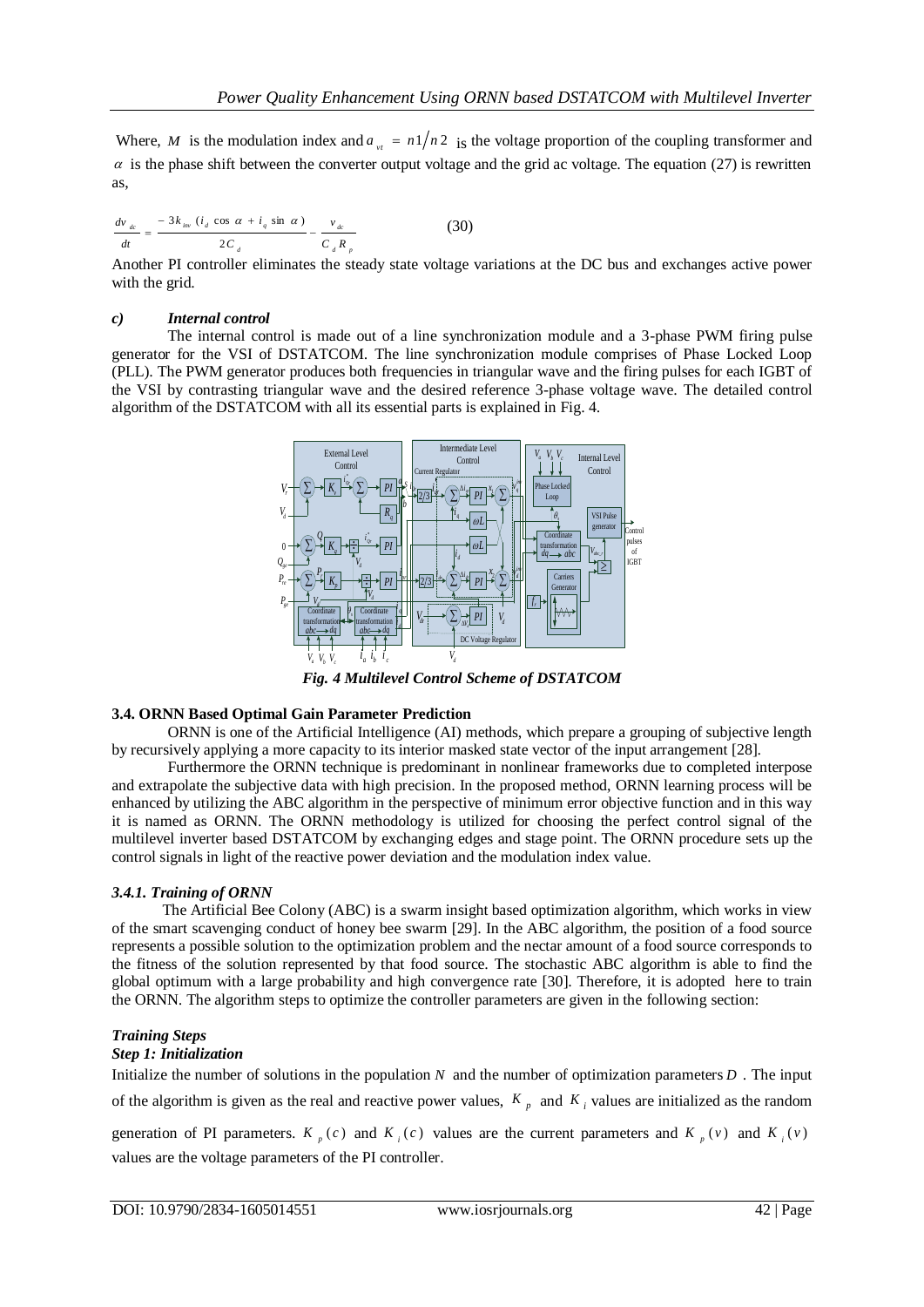Where, $M$ is the modulation index and $a_{vt} = n1/n2$ is the voltage proportion of the coupling transformer and $\alpha$ is the phase shift between the converter output voltage and the grid ac voltage. The equation (27) is rewritten as,

$$\frac{dv_{dc}}{dt} = \frac{-3k_{inv}(i_d \cos\alpha + i_q \sin\alpha)}{2C_d} - \frac{v_{dc}}{C_d R_p} \tag{30}$$

Another PI controller eliminates the steady state voltage variations at the DC bus and exchanges active power with the grid.

### c) *Internal control*

The internal control is made out of a line synchronization module and a 3-phase PWM firing pulse generator for the VSI of DSTATCOM. The line synchronization module comprises of Phase Locked Loop (PLL). The PWM generator produces both frequencies in triangular wave and the firing pulses for each IGBT of the VSI by contrasting triangular wave and the desired reference 3-phase voltage wave. The detailed control algorithm of the DSTATCOM with all its essential parts is explained in Fig. 4.

***Fig. 4 Multilevel Control Scheme of DSTATCOM***

## 3.4. ORNN Based Optimal Gain Parameter Prediction

ORNN is one of the Artificial Intelligence (AI) methods, which prepare a grouping of subjective length by recursively applying a more capacity to its interior masked state vector of the input arrangement [28].

Furthermore the ORNN technique is predominant in nonlinear frameworks due to completed interpose and extrapolate the subjective data with high precision. In the proposed method, ORNN learning process will be enhanced by utilizing the ABC algorithm in the perspective of minimum error objective function and in this way it is named as ORNN. The ORNN methodology is utilized for choosing the perfect control signal of the multilevel inverter based DSTATCOM by exchanging edges and stage point. The ORNN procedure sets up the control signals in light of the reactive power deviation and the modulation index value.

### *3.4.1. Training of ORNN*

The Artificial Bee Colony (ABC) is a swarm insight based optimization algorithm, which works in view of the smart scavenging conduct of honey bee swarm [29]. In the ABC algorithm, the position of a food source represents a possible solution to the optimization problem and the nectar amount of a food source corresponds to the fitness of the solution represented by that food source. The stochastic ABC algorithm is able to find the global optimum with a large probability and high convergence rate [30]. Therefore, it is adopted here to train the ORNN. The algorithm steps to optimize the controller parameters are given in the following section:

***Training Steps***

***Step 1: Initialization***

Initialize the number of solutions in the population $N$ and the number of optimization parameters $D$. The input of the algorithm is given as the real and reactive power values, $K_p$ and $K_i$ values are initialized as the random generation of PI parameters. $K_p(c)$ and $K_i(c)$ values are the current parameters and $K_p(v)$ and $K_i(v)$ values are the voltage parameters of the PI controller.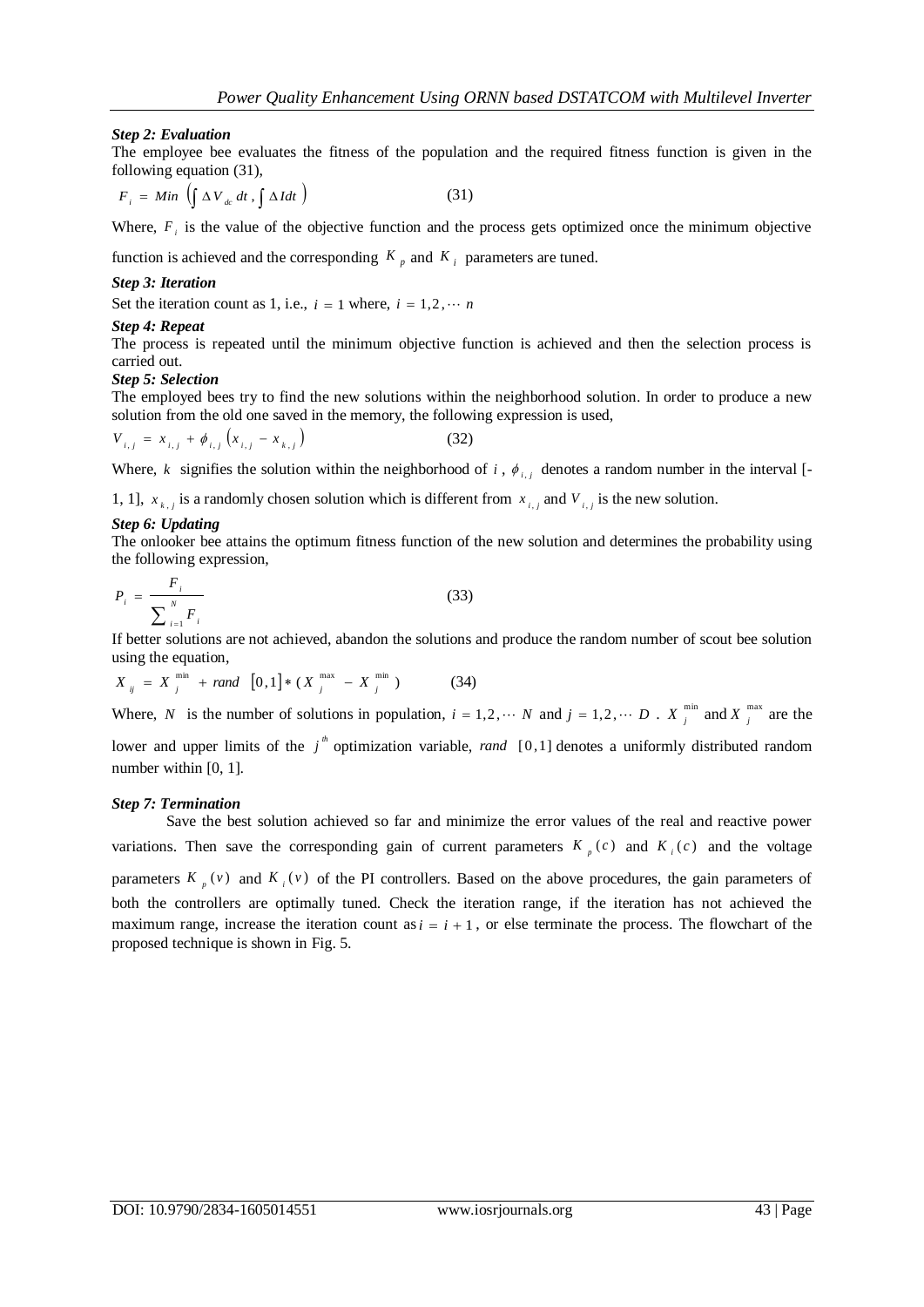***Step 2: Evaluation***

The employee bee evaluates the fitness of the population and the required fitness function is given in the following equation (31),

$$F_i = Min\left(\int \Delta V_{dc}\,dt\,,\int \Delta I dt\right) \tag{31}$$

Where, $F_i$ is the value of the objective function and the process gets optimized once the minimum objective function is achieved and the corresponding $K_p$ and $K_i$ parameters are tuned.

***Step 3: Iteration***

Set the iteration count as 1, i.e., $i = 1$ where, $i = 1,2,\cdots n$

***Step 4: Repeat***

The process is repeated until the minimum objective function is achieved and then the selection process is carried out.

***Step 5: Selection***

The employed bees try to find the new solutions within the neighborhood solution. In order to produce a new solution from the old one saved in the memory, the following expression is used,

$$V_{i,j} = x_{i,j} + \phi_{i,j}\left(x_{i,j} - x_{k,j}\right) \tag{32}$$

Where, $k$ signifies the solution within the neighborhood of $i$, $\phi_{i,j}$ denotes a random number in the interval [-1, 1], $x_{k,j}$ is a randomly chosen solution which is different from $x_{i,j}$ and $V_{i,j}$ is the new solution.

***Step 6: Updating***

The onlooker bee attains the optimum fitness function of the new solution and determines the probability using the following expression,

$$P_i = \frac{F_i}{\sum_{i=1}^{N} F_i} \tag{33}$$

If better solutions are not achieved, abandon the solutions and produce the random number of scout bee solution using the equation,

$$X_{ij} = X_j^{\min} + rand\ [0,1] * (X_j^{\max} - X_j^{\min}) \tag{34}$$

Where, $N$ is the number of solutions in population, $i = 1,2,\cdots N$ and $j = 1,2,\cdots D$. $X_j^{\min}$ and $X_j^{\max}$ are the lower and upper limits of the $j^{th}$ optimization variable, $rand\ [0,1]$ denotes a uniformly distributed random number within [0, 1].

***Step 7: Termination***

Save the best solution achieved so far and minimize the error values of the real and reactive power variations. Then save the corresponding gain of current parameters $K_p(c)$ and $K_i(c)$ and the voltage parameters $K_p(v)$ and $K_i(v)$ of the PI controllers. Based on the above procedures, the gain parameters of both the controllers are optimally tuned. Check the iteration range, if the iteration has not achieved the maximum range, increase the iteration count as $i = i + 1$, or else terminate the process. The flowchart of the proposed technique is shown in Fig. 5.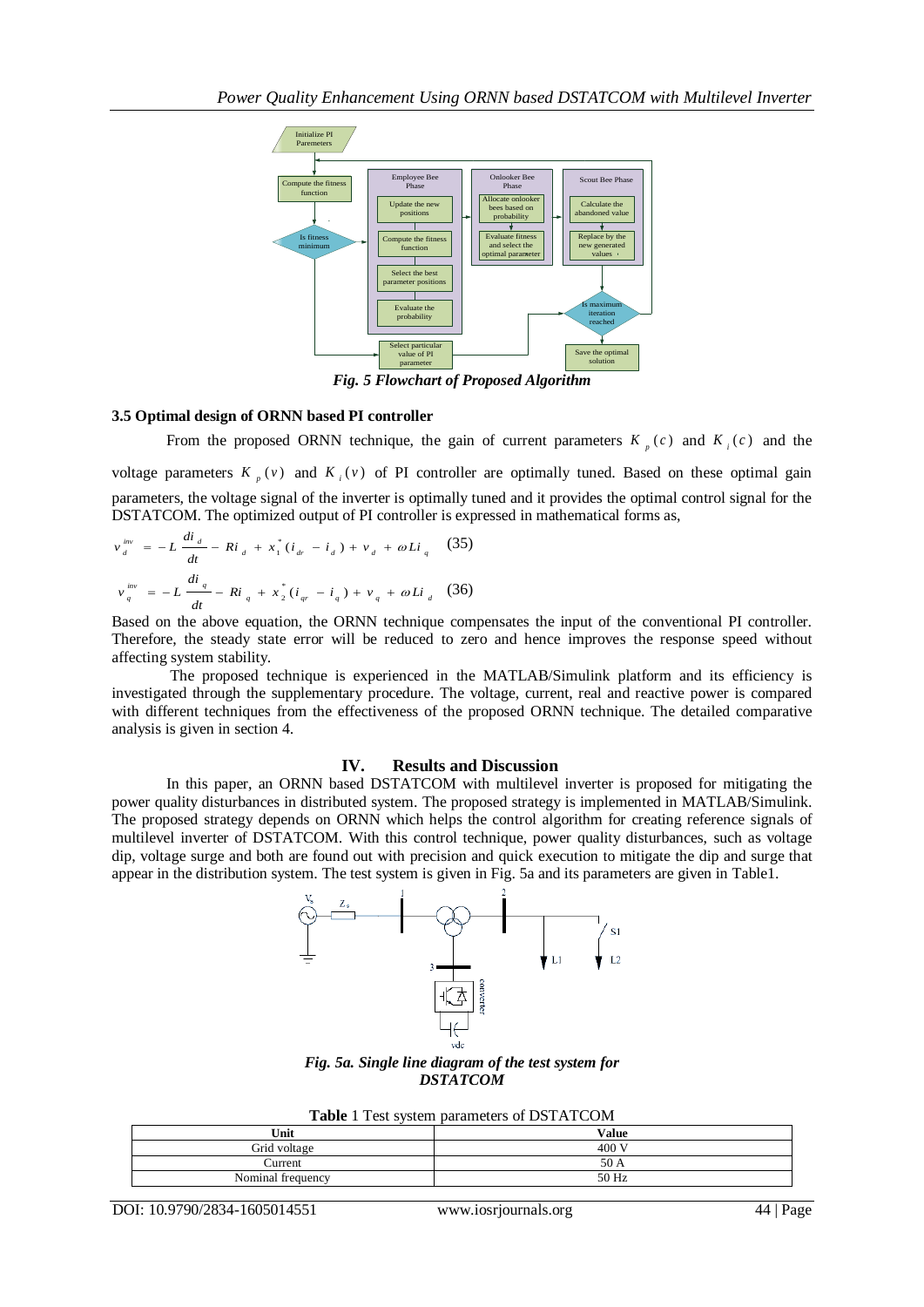*Fig. 5 Flowchart of Proposed Algorithm*

### 3.5 Optimal design of ORNN based PI controller

From the proposed ORNN technique, the gain of current parameters $K_p(c)$ and $K_i(c)$ and the voltage parameters $K_p(v)$ and $K_i(v)$ of PI controller are optimally tuned. Based on these optimal gain parameters, the voltage signal of the inverter is optimally tuned and it provides the optimal control signal for the DSTATCOM. The optimized output of PI controller is expressed in mathematical forms as,

$$v_d^{inv} = -L\frac{di_d}{dt} - Ri_d + x_1^*(i_{dr} - i_d) + v_d + \omega Li_q \quad (35)$$

$$v_q^{inv} = -L\frac{di_q}{dt} - Ri_q + x_2^*(i_{qr} - i_q) + v_q + \omega Li_d \quad (36)$$

Based on the above equation, the ORNN technique compensates the input of the conventional PI controller. Therefore, the steady state error will be reduced to zero and hence improves the response speed without affecting system stability.

The proposed technique is experienced in the MATLAB/Simulink platform and its efficiency is investigated through the supplementary procedure. The voltage, current, real and reactive power is compared with different techniques from the effectiveness of the proposed ORNN technique. The detailed comparative analysis is given in section 4.

## IV. Results and Discussion

In this paper, an ORNN based DSTATCOM with multilevel inverter is proposed for mitigating the power quality disturbances in distributed system. The proposed strategy is implemented in MATLAB/Simulink. The proposed strategy depends on ORNN which helps the control algorithm for creating reference signals of multilevel inverter of DSTATCOM. With this control technique, power quality disturbances, such as voltage dip, voltage surge and both are found out with precision and quick execution to mitigate the dip and surge that appear in the distribution system. The test system is given in Fig. 5a and its parameters are given in Table1.

*Fig. 5a. Single line diagram of the test system for DSTATCOM*

**Table** 1 Test system parameters of DSTATCOM

| Unit | Value |
|---|---|
| Grid voltage | 400 V |
| Current | 50 A |
| Nominal frequency | 50 Hz |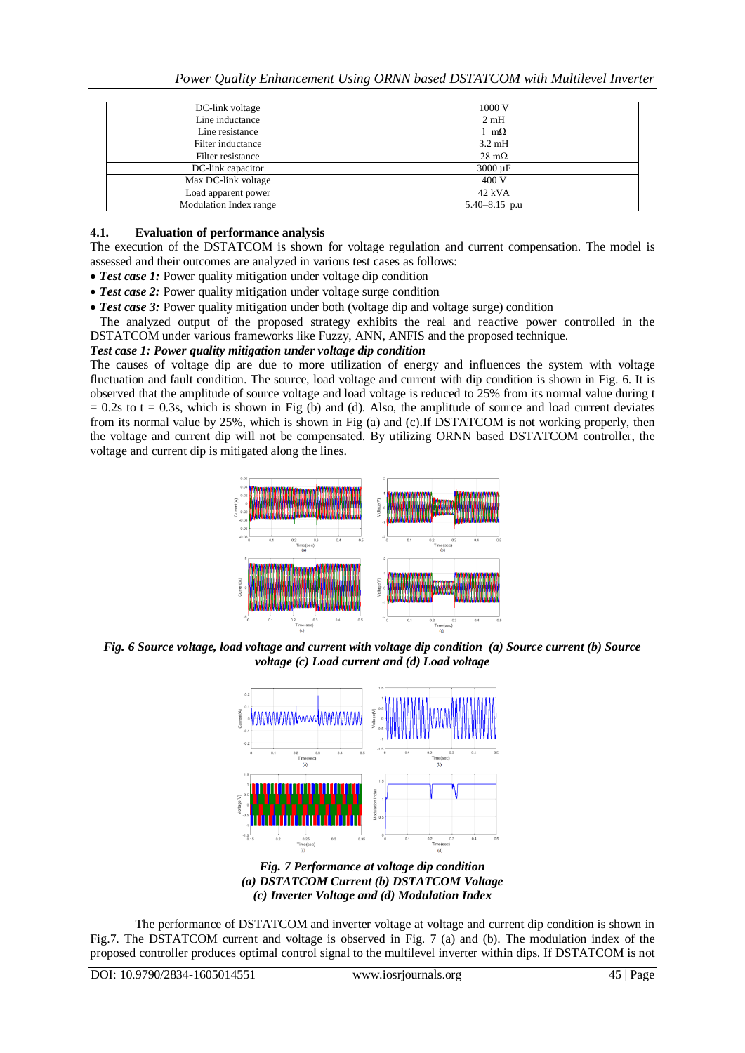| DC-link voltage | 1000 V |
|---|---|
| Line inductance | 2 mH |
| Line resistance | 1 mΩ |
| Filter inductance | 3.2 mH |
| Filter resistance | 28 mΩ |
| DC-link capacitor | 3000 μF |
| Max DC-link voltage | 400 V |
| Load apparent power | 42 kVA |
| Modulation Index range | 5.40–8.15 p.u |

### 4.1. Evaluation of performance analysis

The execution of the DSTATCOM is shown for voltage regulation and current compensation. The model is assessed and their outcomes are analyzed in various test cases as follows:

- ***Test case 1:*** Power quality mitigation under voltage dip condition
- ***Test case 2:*** Power quality mitigation under voltage surge condition
- ***Test case 3:*** Power quality mitigation under both (voltage dip and voltage surge) condition

The analyzed output of the proposed strategy exhibits the real and reactive power controlled in the DSTATCOM under various frameworks like Fuzzy, ANN, ANFIS and the proposed technique.

***Test case 1: Power quality mitigation under voltage dip condition***

The causes of voltage dip are due to more utilization of energy and influences the system with voltage fluctuation and fault condition. The source, load voltage and current with dip condition is shown in Fig. 6. It is observed that the amplitude of source voltage and load voltage is reduced to 25% from its normal value during $t = 0.2s$ to $t = 0.3s$, which is shown in Fig (b) and (d). Also, the amplitude of source and load current deviates from its normal value by 25%, which is shown in Fig (a) and (c).If DSTATCOM is not working properly, then the voltage and current dip will not be compensated. By utilizing ORNN based DSTATCOM controller, the voltage and current dip is mitigated along the lines.

***Fig. 6 Source voltage, load voltage and current with voltage dip condition (a) Source current (b) Source voltage (c) Load current and (d) Load voltage***

***Fig. 7 Performance at voltage dip condition (a) DSTATCOM Current (b) DSTATCOM Voltage (c) Inverter Voltage and (d) Modulation Index***

The performance of DSTATCOM and inverter voltage at voltage and current dip condition is shown in Fig.7. The DSTATCOM current and voltage is observed in Fig. 7 (a) and (b). The modulation index of the proposed controller produces optimal control signal to the multilevel inverter within dips. If DSTATCOM is not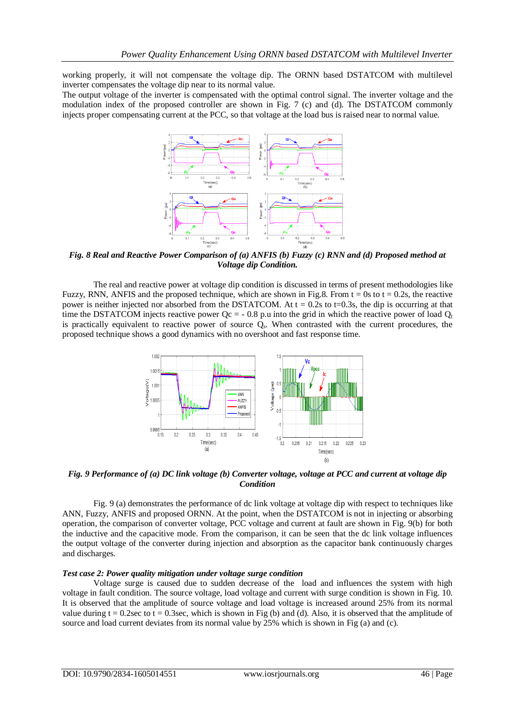working properly, it will not compensate the voltage dip. The ORNN based DSTATCOM with multilevel inverter compensates the voltage dip near to its normal value.

The output voltage of the inverter is compensated with the optimal control signal. The inverter voltage and the modulation index of the proposed controller are shown in Fig. 7 (c) and (d). The DSTATCOM commonly injects proper compensating current at the PCC, so that voltage at the load bus is raised near to normal value.

***Fig. 8 Real and Reactive Power Comparison of (a) ANFIS (b) Fuzzy (c) RNN and (d) Proposed method at Voltage dip Condition.***

The real and reactive power at voltage dip condition is discussed in terms of present methodologies like Fuzzy, RNN, ANFIS and the proposed technique, which are shown in Fig.8. From t = 0s to t = 0.2s, the reactive power is neither injected nor absorbed from the DSTATCOM. At t = 0.2s to t=0.3s, the dip is occurring at that time the DSTATCOM injects reactive power $Q_c$ = - 0.8 p.u into the grid in which the reactive power of load $Q_l$ is practically equivalent to reactive power of source $Q_s$. When contrasted with the current procedures, the proposed technique shows a good dynamics with no overshoot and fast response time.

***Fig. 9 Performance of (a) DC link voltage (b) Converter voltage, voltage at PCC and current at voltage dip Condition***

Fig. 9 (a) demonstrates the performance of dc link voltage at voltage dip with respect to techniques like ANN, Fuzzy, ANFIS and proposed ORNN. At the point, when the DSTATCOM is not in injecting or absorbing operation, the comparison of converter voltage, PCC voltage and current at fault are shown in Fig. 9(b) for both the inductive and the capacitive mode. From the comparison, it can be seen that the dc link voltage influences the output voltage of the converter during injection and absorption as the capacitor bank continuously charges and discharges.

***Test case 2: Power quality mitigation under voltage surge condition***

Voltage surge is caused due to sudden decrease of the load and influences the system with high voltage in fault condition. The source voltage, load voltage and current with surge condition is shown in Fig. 10. It is observed that the amplitude of source voltage and load voltage is increased around 25% from its normal value during t = 0.2sec to t = 0.3sec, which is shown in Fig (b) and (d). Also, it is observed that the amplitude of source and load current deviates from its normal value by 25% which is shown in Fig (a) and (c).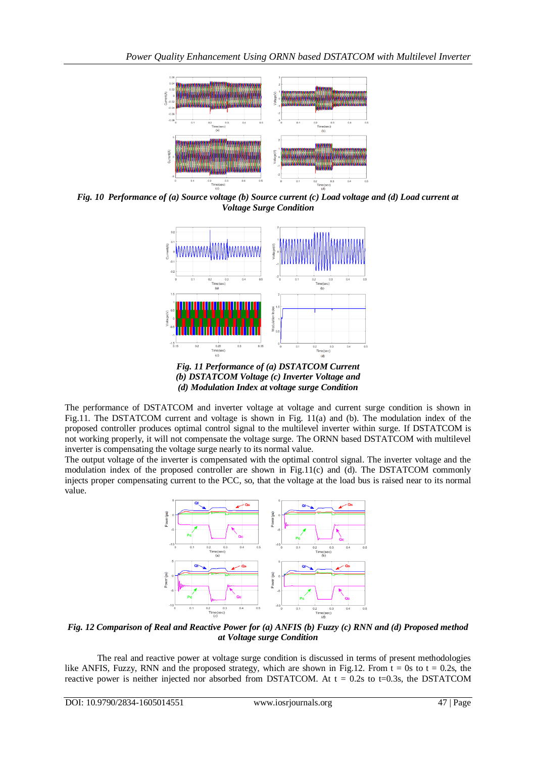***Fig. 10 Performance of (a) Source voltage (b) Source current (c) Load voltage and (d) Load current at Voltage Surge Condition***

***Fig. 11 Performance of (a) DSTATCOM Current (b) DSTATCOM Voltage (c) Inverter Voltage and (d) Modulation Index at voltage surge Condition***

The performance of DSTATCOM and inverter voltage at voltage and current surge condition is shown in Fig.11. The DSTATCOM current and voltage is shown in Fig. 11(a) and (b). The modulation index of the proposed controller produces optimal control signal to the multilevel inverter within surge. If DSTATCOM is not working properly, it will not compensate the voltage surge. The ORNN based DSTATCOM with multilevel inverter is compensating the voltage surge nearly to its normal value.

The output voltage of the inverter is compensated with the optimal control signal. The inverter voltage and the modulation index of the proposed controller are shown in Fig.11(c) and (d). The DSTATCOM commonly injects proper compensating current to the PCC, so, that the voltage at the load bus is raised near to its normal value.

***Fig. 12 Comparison of Real and Reactive Power for (a) ANFIS (b) Fuzzy (c) RNN and (d) Proposed method at Voltage surge Condition***

The real and reactive power at voltage surge condition is discussed in terms of present methodologies like ANFIS, Fuzzy, RNN and the proposed strategy, which are shown in Fig.12. From t = 0s to t = 0.2s, the reactive power is neither injected nor absorbed from DSTATCOM. At t = 0.2s to t=0.3s, the DSTATCOM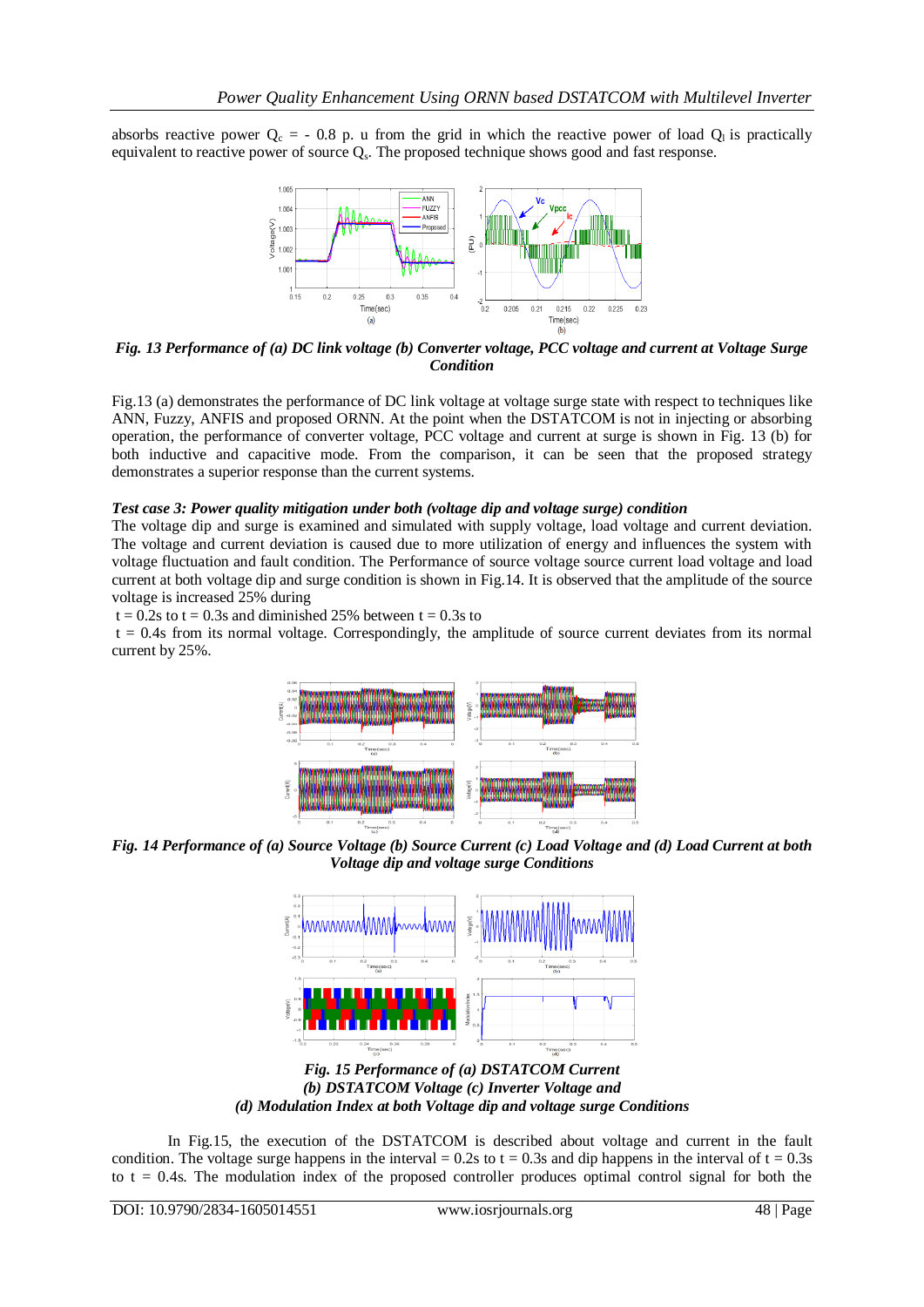absorbs reactive power $Q_c$ = - 0.8 p. u from the grid in which the reactive power of load $Q_l$ is practically equivalent to reactive power of source $Q_s$. The proposed technique shows good and fast response.

*Fig. 13 Performance of (a) DC link voltage (b) Converter voltage, PCC voltage and current at Voltage Surge Condition*

Fig.13 (a) demonstrates the performance of DC link voltage at voltage surge state with respect to techniques like ANN, Fuzzy, ANFIS and proposed ORNN. At the point when the DSTATCOM is not in injecting or absorbing operation, the performance of converter voltage, PCC voltage and current at surge is shown in Fig. 13 (b) for both inductive and capacitive mode. From the comparison, it can be seen that the proposed strategy demonstrates a superior response than the current systems.

***Test case 3: Power quality mitigation under both (voltage dip and voltage surge) condition***

The voltage dip and surge is examined and simulated with supply voltage, load voltage and current deviation. The voltage and current deviation is caused due to more utilization of energy and influences the system with voltage fluctuation and fault condition. The Performance of source voltage source current load voltage and load current at both voltage dip and surge condition is shown in Fig.14. It is observed that the amplitude of the source voltage is increased 25% during

t = 0.2s to t = 0.3s and diminished 25% between t = 0.3s to

t = 0.4s from its normal voltage. Correspondingly, the amplitude of source current deviates from its normal current by 25%.

*Fig. 14 Performance of (a) Source Voltage (b) Source Current (c) Load Voltage and (d) Load Current at both Voltage dip and voltage surge Conditions*

*Fig. 15 Performance of (a) DSTATCOM Current (b) DSTATCOM Voltage (c) Inverter Voltage and (d) Modulation Index at both Voltage dip and voltage surge Conditions*

In Fig.15, the execution of the DSTATCOM is described about voltage and current in the fault condition. The voltage surge happens in the interval = 0.2s to t = 0.3s and dip happens in the interval of t = 0.3s to t = 0.4s. The modulation index of the proposed controller produces optimal control signal for both the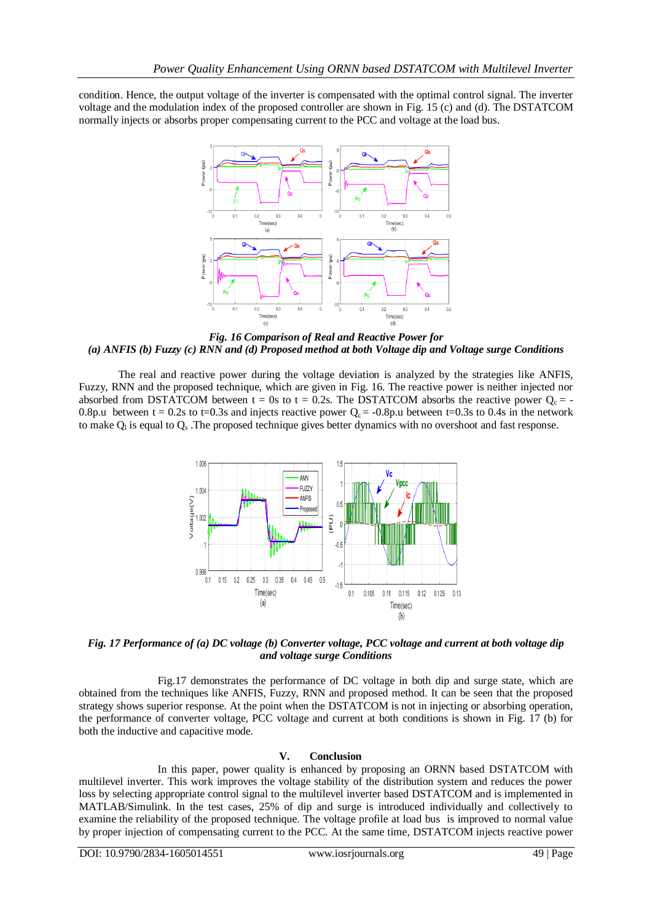condition. Hence, the output voltage of the inverter is compensated with the optimal control signal. The inverter voltage and the modulation index of the proposed controller are shown in Fig. 15 (c) and (d). The DSTATCOM normally injects or absorbs proper compensating current to the PCC and voltage at the load bus.

***Fig. 16 Comparison of Real and Reactive Power for***
***(a) ANFIS (b) Fuzzy (c) RNN and (d) Proposed method at both Voltage dip and Voltage surge Conditions***

The real and reactive power during the voltage deviation is analyzed by the strategies like ANFIS, Fuzzy, RNN and the proposed technique, which are given in Fig. 16. The reactive power is neither injected nor absorbed from DSTATCOM between t = 0s to t = 0.2s. The DSTATCOM absorbs the reactive power $Q_c$ = -0.8p.u between t = 0.2s to t=0.3s and injects reactive power $Q_c$ = -0.8p.u between t=0.3s to 0.4s in the network to make $Q_l$ is equal to $Q_s$ .The proposed technique gives better dynamics with no overshoot and fast response.

***Fig. 17 Performance of (a) DC voltage (b) Converter voltage, PCC voltage and current at both voltage dip and voltage surge Conditions***

Fig.17 demonstrates the performance of DC voltage in both dip and surge state, which are obtained from the techniques like ANFIS, Fuzzy, RNN and proposed method. It can be seen that the proposed strategy shows superior response. At the point when the DSTATCOM is not in injecting or absorbing operation, the performance of converter voltage, PCC voltage and current at both conditions is shown in Fig. 17 (b) for both the inductive and capacitive mode.

## V. Conclusion

In this paper, power quality is enhanced by proposing an ORNN based DSTATCOM with multilevel inverter. This work improves the voltage stability of the distribution system and reduces the power loss by selecting appropriate control signal to the multilevel inverter based DSTATCOM and is implemented in MATLAB/Simulink. In the test cases, 25% of dip and surge is introduced individually and collectively to examine the reliability of the proposed technique. The voltage profile at load bus is improved to normal value by proper injection of compensating current to the PCC. At the same time, DSTATCOM injects reactive power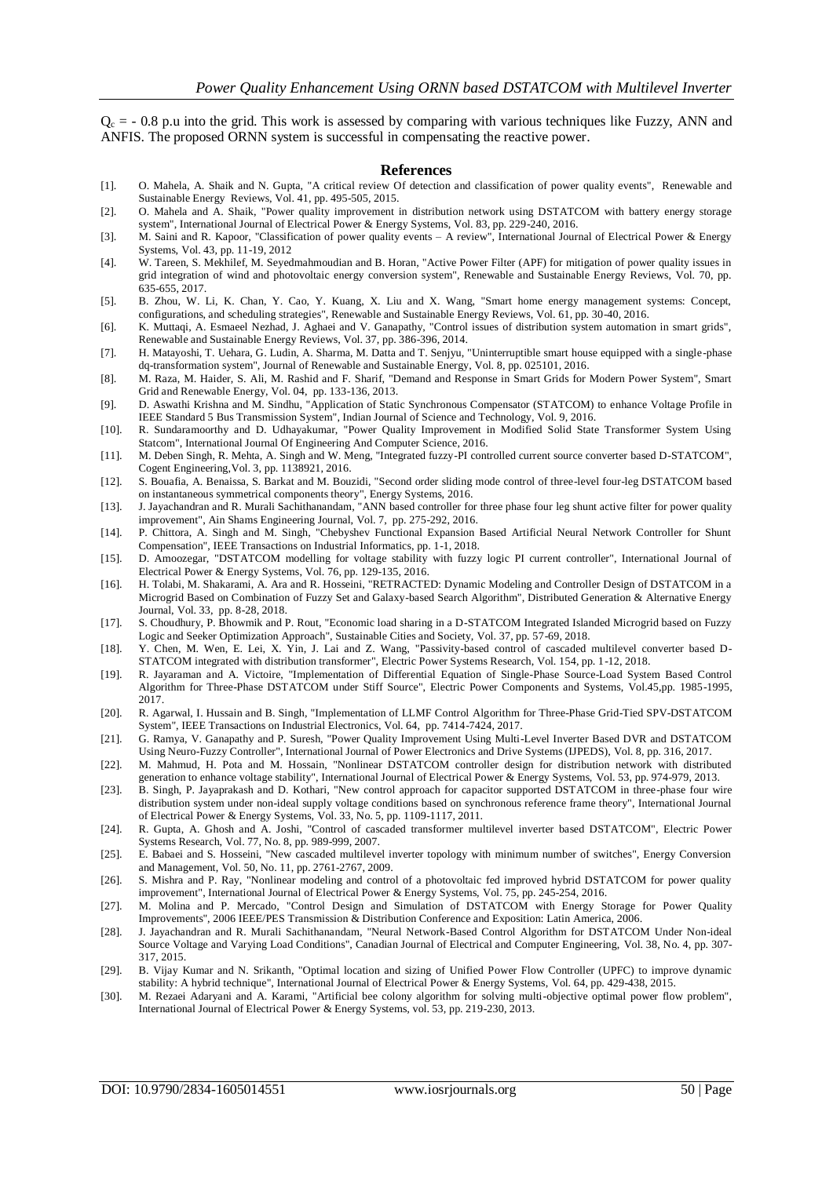$Q_c$ = - 0.8 p.u into the grid. This work is assessed by comparing with various techniques like Fuzzy, ANN and ANFIS. The proposed ORNN system is successful in compensating the reactive power.

## References

[1]. O. Mahela, A. Shaik and N. Gupta, "A critical review Of detection and classification of power quality events", Renewable and Sustainable Energy Reviews, Vol. 41, pp. 495-505, 2015.

[2]. O. Mahela and A. Shaik, "Power quality improvement in distribution network using DSTATCOM with battery energy storage system", International Journal of Electrical Power & Energy Systems, Vol. 83, pp. 229-240, 2016.

[3]. M. Saini and R. Kapoor, "Classification of power quality events – A review", International Journal of Electrical Power & Energy Systems, Vol. 43, pp. 11-19, 2012

[4]. W. Tareen, S. Mekhilef, M. Seyedmahmoudian and B. Horan, "Active Power Filter (APF) for mitigation of power quality issues in grid integration of wind and photovoltaic energy conversion system", Renewable and Sustainable Energy Reviews, Vol. 70, pp. 635-655, 2017.

[5]. B. Zhou, W. Li, K. Chan, Y. Cao, Y. Kuang, X. Liu and X. Wang, "Smart home energy management systems: Concept, configurations, and scheduling strategies", Renewable and Sustainable Energy Reviews, Vol. 61, pp. 30-40, 2016.

[6]. K. Muttaqi, A. Esmaeel Nezhad, J. Aghaei and V. Ganapathy, "Control issues of distribution system automation in smart grids", Renewable and Sustainable Energy Reviews, Vol. 37, pp. 386-396, 2014.

[7]. H. Matayoshi, T. Uehara, G. Ludin, A. Sharma, M. Datta and T. Senjyu, "Uninterruptible smart house equipped with a single-phase dq-transformation system", Journal of Renewable and Sustainable Energy, Vol. 8, pp. 025101, 2016.

[8]. M. Raza, M. Haider, S. Ali, M. Rashid and F. Sharif, "Demand and Response in Smart Grids for Modern Power System", Smart Grid and Renewable Energy, Vol. 04, pp. 133-136, 2013.

[9]. D. Aswathi Krishna and M. Sindhu, "Application of Static Synchronous Compensator (STATCOM) to enhance Voltage Profile in IEEE Standard 5 Bus Transmission System", Indian Journal of Science and Technology, Vol. 9, 2016.

[10]. R. Sundaramoorthy and D. Udhayakumar, "Power Quality Improvement in Modified Solid State Transformer System Using Statcom", International Journal Of Engineering And Computer Science, 2016.

[11]. M. Deben Singh, R. Mehta, A. Singh and W. Meng, "Integrated fuzzy-PI controlled current source converter based D-STATCOM", Cogent Engineering,Vol. 3, pp. 1138921, 2016.

[12]. S. Bouafia, A. Benaissa, S. Barkat and M. Bouzidi, "Second order sliding mode control of three-level four-leg DSTATCOM based on instantaneous symmetrical components theory", Energy Systems, 2016.

[13]. J. Jayachandran and R. Murali Sachithanandam, "ANN based controller for three phase four leg shunt active filter for power quality improvement", Ain Shams Engineering Journal, Vol. 7, pp. 275-292, 2016.

[14]. P. Chittora, A. Singh and M. Singh, "Chebyshev Functional Expansion Based Artificial Neural Network Controller for Shunt Compensation", IEEE Transactions on Industrial Informatics, pp. 1-1, 2018.

[15]. D. Amoozegar, "DSTATCOM modelling for voltage stability with fuzzy logic PI current controller", International Journal of Electrical Power & Energy Systems, Vol. 76, pp. 129-135, 2016.

[16]. H. Tolabi, M. Shakarami, A. Ara and R. Hosseini, "RETRACTED: Dynamic Modeling and Controller Design of DSTATCOM in a Microgrid Based on Combination of Fuzzy Set and Galaxy-based Search Algorithm", Distributed Generation & Alternative Energy Journal, Vol. 33, pp. 8-28, 2018.

[17]. S. Choudhury, P. Bhowmik and P. Rout, "Economic load sharing in a D-STATCOM Integrated Islanded Microgrid based on Fuzzy Logic and Seeker Optimization Approach", Sustainable Cities and Society, Vol. 37, pp. 57-69, 2018.

[18]. Y. Chen, M. Wen, E. Lei, X. Yin, J. Lai and Z. Wang, "Passivity-based control of cascaded multilevel converter based D-STATCOM integrated with distribution transformer", Electric Power Systems Research, Vol. 154, pp. 1-12, 2018.

[19]. R. Jayaraman and A. Victoire, "Implementation of Differential Equation of Single-Phase Source-Load System Based Control Algorithm for Three-Phase DSTATCOM under Stiff Source", Electric Power Components and Systems, Vol.45,pp. 1985-1995, 2017.

[20]. R. Agarwal, I. Hussain and B. Singh, "Implementation of LLMF Control Algorithm for Three-Phase Grid-Tied SPV-DSTATCOM System", IEEE Transactions on Industrial Electronics, Vol. 64, pp. 7414-7424, 2017.

[21]. G. Ramya, V. Ganapathy and P. Suresh, "Power Quality Improvement Using Multi-Level Inverter Based DVR and DSTATCOM Using Neuro-Fuzzy Controller", International Journal of Power Electronics and Drive Systems (IJPEDS), Vol. 8, pp. 316, 2017.

[22]. M. Mahmud, H. Pota and M. Hossain, "Nonlinear DSTATCOM controller design for distribution network with distributed generation to enhance voltage stability", International Journal of Electrical Power & Energy Systems, Vol. 53, pp. 974-979, 2013.

[23]. B. Singh, P. Jayaprakash and D. Kothari, "New control approach for capacitor supported DSTATCOM in three-phase four wire distribution system under non-ideal supply voltage conditions based on synchronous reference frame theory", International Journal of Electrical Power & Energy Systems, Vol. 33, No. 5, pp. 1109-1117, 2011.

[24]. R. Gupta, A. Ghosh and A. Joshi, "Control of cascaded transformer multilevel inverter based DSTATCOM", Electric Power Systems Research, Vol. 77, No. 8, pp. 989-999, 2007.

[25]. E. Babaei and S. Hosseini, "New cascaded multilevel inverter topology with minimum number of switches", Energy Conversion and Management, Vol. 50, No. 11, pp. 2761-2767, 2009.

[26]. S. Mishra and P. Ray, "Nonlinear modeling and control of a photovoltaic fed improved hybrid DSTATCOM for power quality improvement", International Journal of Electrical Power & Energy Systems, Vol. 75, pp. 245-254, 2016.

[27]. M. Molina and P. Mercado, "Control Design and Simulation of DSTATCOM with Energy Storage for Power Quality Improvements", 2006 IEEE/PES Transmission & Distribution Conference and Exposition: Latin America, 2006.

[28]. J. Jayachandran and R. Murali Sachithanandam, "Neural Network-Based Control Algorithm for DSTATCOM Under Non-ideal Source Voltage and Varying Load Conditions", Canadian Journal of Electrical and Computer Engineering, Vol. 38, No. 4, pp. 307-317, 2015.

[29]. B. Vijay Kumar and N. Srikanth, "Optimal location and sizing of Unified Power Flow Controller (UPFC) to improve dynamic stability: A hybrid technique", International Journal of Electrical Power & Energy Systems, Vol. 64, pp. 429-438, 2015.

[30]. M. Rezaei Adaryani and A. Karami, "Artificial bee colony algorithm for solving multi-objective optimal power flow problem", International Journal of Electrical Power & Energy Systems, vol. 53, pp. 219-230, 2013.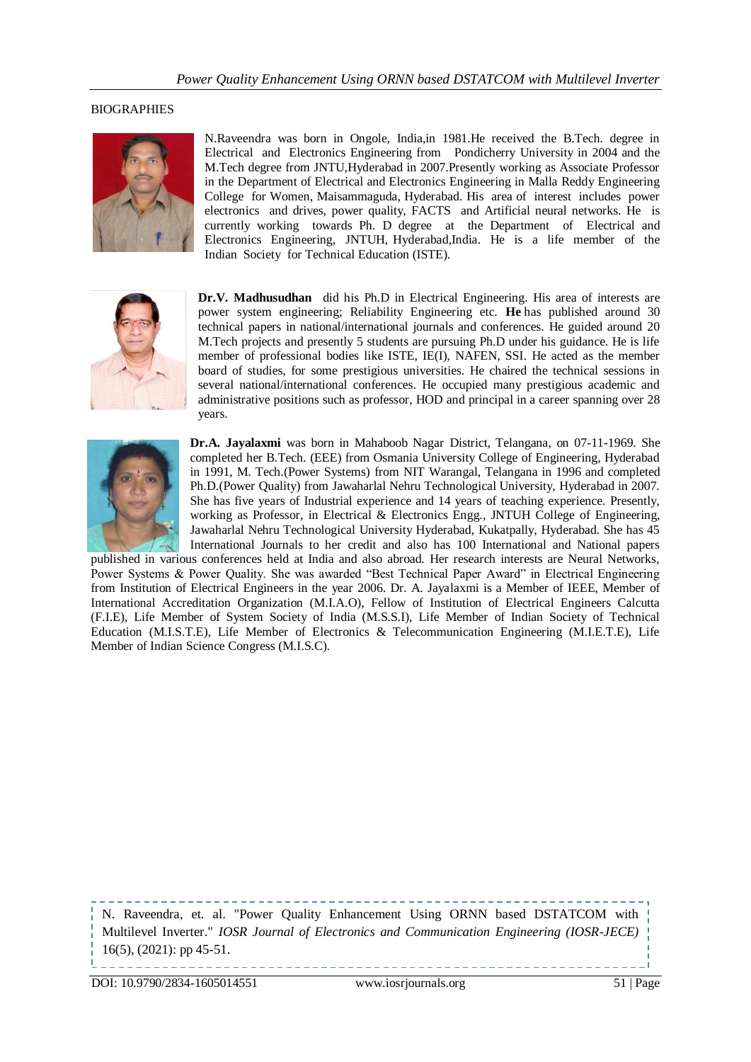BIOGRAPHIES

N.Raveendra was born in Ongole, India,in 1981.He received the B.Tech. degree in Electrical and Electronics Engineering from Pondicherry University in 2004 and the M.Tech degree from JNTU,Hyderabad in 2007.Presently working as Associate Professor in the Department of Electrical and Electronics Engineering in Malla Reddy Engineering College for Women, Maisammaguda, Hyderabad. His area of interest includes power electronics and drives, power quality, FACTS and Artificial neural networks. He is currently working towards Ph. D degree at the Department of Electrical and Electronics Engineering, JNTUH, Hyderabad,India. He is a life member of the Indian Society for Technical Education (ISTE).

**Dr.V. Madhusudhan** did his Ph.D in Electrical Engineering. His area of interests are power system engineering; Reliability Engineering etc. **He** has published around 30 technical papers in national/international journals and conferences. He guided around 20 M.Tech projects and presently 5 students are pursuing Ph.D under his guidance. He is life member of professional bodies like ISTE, IE(I), NAFEN, SSI. He acted as the member board of studies, for some prestigious universities. He chaired the technical sessions in several national/international conferences. He occupied many prestigious academic and administrative positions such as professor, HOD and principal in a career spanning over 28 years.

**Dr.A. Jayalaxmi** was born in Mahaboob Nagar District, Telangana, on 07-11-1969. She completed her B.Tech. (EEE) from Osmania University College of Engineering, Hyderabad in 1991, M. Tech.(Power Systems) from NIT Warangal, Telangana in 1996 and completed Ph.D.(Power Quality) from Jawaharlal Nehru Technological University, Hyderabad in 2007. She has five years of Industrial experience and 14 years of teaching experience. Presently, working as Professor, in Electrical & Electronics Engg., JNTUH College of Engineering, Jawaharlal Nehru Technological University Hyderabad, Kukatpally, Hyderabad. She has 45 International Journals to her credit and also has 100 International and National papers published in various conferences held at India and also abroad. Her research interests are Neural Networks, Power Systems & Power Quality. She was awarded "Best Technical Paper Award" in Electrical Engineering from Institution of Electrical Engineers in the year 2006. Dr. A. Jayalaxmi is a Member of IEEE, Member of International Accreditation Organization (M.I.A.O), Fellow of Institution of Electrical Engineers Calcutta (F.I.E), Life Member of System Society of India (M.S.S.I), Life Member of Indian Society of Technical Education (M.I.S.T.E), Life Member of Electronics & Telecommunication Engineering (M.I.E.T.E), Life Member of Indian Science Congress (M.I.S.C).

N. Raveendra, et. al. "Power Quality Enhancement Using ORNN based DSTATCOM with Multilevel Inverter." *IOSR Journal of Electronics and Communication Engineering (IOSR-JECE)* 16(5), (2021): pp 45-51.